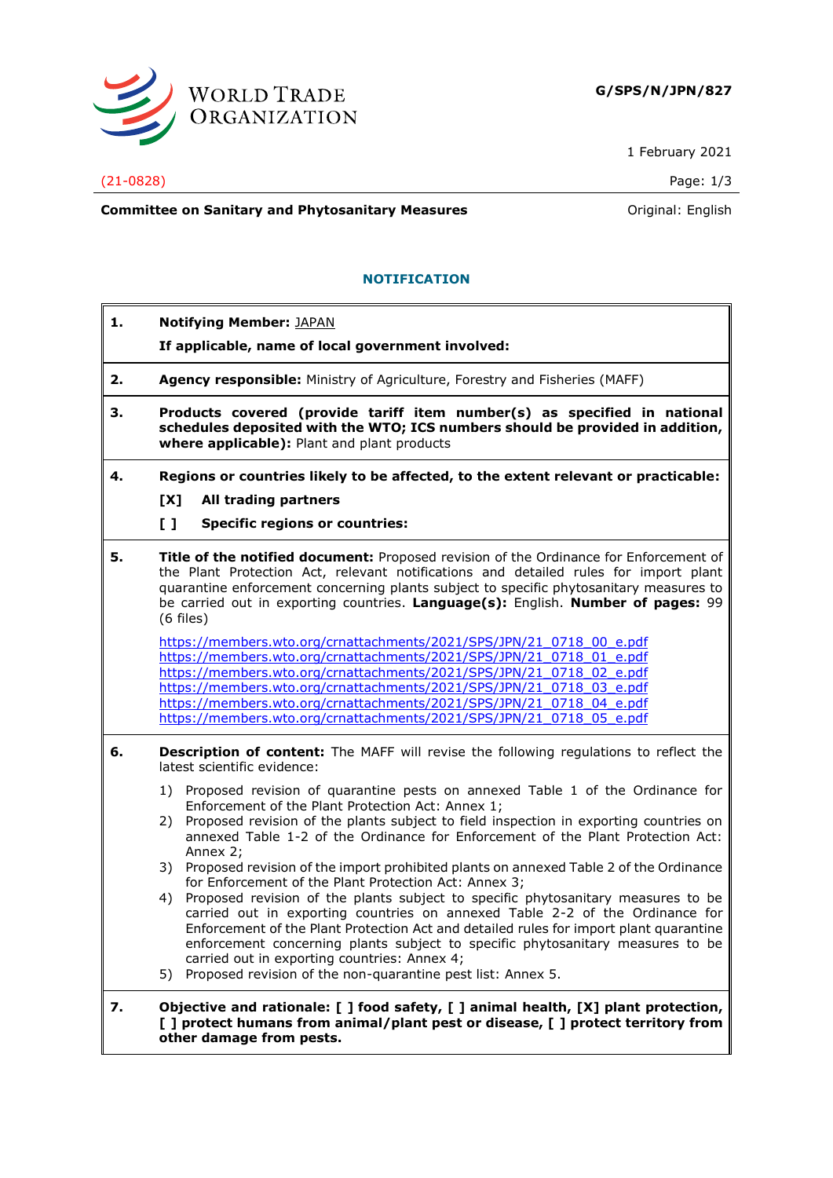WORLD TRADE ORGANIZATION

**G/SPS/N/JPN/827**

1 February 2021

(21-0828)

**Committee on Sanitary and Phytosanitary Measures**

Original: English

## NOTIFICATION

**1. Notifying Member:** JAPAN

**If applicable, name of local government involved:**

**2. Agency responsible:** Ministry of Agriculture, Forestry and Fisheries (MAFF)

**3. Products covered (provide tariff item number(s) as specified in national schedules deposited with the WTO; ICS numbers should be provided in addition, where applicable):** Plant and plant products

**4. Regions or countries likely to be affected, to the extent relevant or practicable:**

**[X] All trading partners**

**[ ] Specific regions or countries:**

**5. Title of the notified document:** Proposed revision of the Ordinance for Enforcement of the Plant Protection Act, relevant notifications and detailed rules for import plant quarantine enforcement concerning plants subject to specific phytosanitary measures to be carried out in exporting countries. **Language(s):** English. **Number of pages:** 99 (6 files)

https://members.wto.org/crnattachments/2021/SPS/JPN/21_0718_00_e.pdf
https://members.wto.org/crnattachments/2021/SPS/JPN/21_0718_01_e.pdf
https://members.wto.org/crnattachments/2021/SPS/JPN/21_0718_02_e.pdf
https://members.wto.org/crnattachments/2021/SPS/JPN/21_0718_03_e.pdf
https://members.wto.org/crnattachments/2021/SPS/JPN/21_0718_04_e.pdf
https://members.wto.org/crnattachments/2021/SPS/JPN/21_0718_05_e.pdf

**6. Description of content:** The MAFF will revise the following regulations to reflect the latest scientific evidence:

1) Proposed revision of quarantine pests on annexed Table 1 of the Ordinance for Enforcement of the Plant Protection Act: Annex 1;
2) Proposed revision of the plants subject to field inspection in exporting countries on annexed Table 1-2 of the Ordinance for Enforcement of the Plant Protection Act: Annex 2;
3) Proposed revision of the import prohibited plants on annexed Table 2 of the Ordinance for Enforcement of the Plant Protection Act: Annex 3;
4) Proposed revision of the plants subject to specific phytosanitary measures to be carried out in exporting countries on annexed Table 2-2 of the Ordinance for Enforcement of the Plant Protection Act and detailed rules for import plant quarantine enforcement concerning plants subject to specific phytosanitary measures to be carried out in exporting countries: Annex 4;
5) Proposed revision of the non-quarantine pest list: Annex 5.

**7. Objective and rationale: [ ] food safety, [ ] animal health, [X] plant protection, [ ] protect humans from animal/plant pest or disease, [ ] protect territory from other damage from pests.**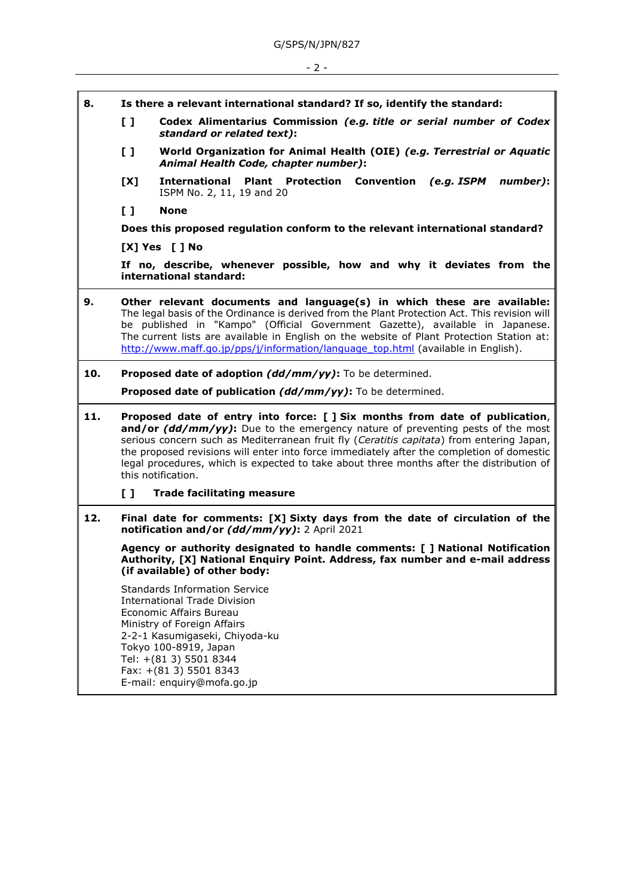**8. Is there a relevant international standard? If so, identify the standard:**

[ ] **Codex Alimentarius Commission *(e.g. title or serial number of Codex standard or related text)*:**

[ ] **World Organization for Animal Health (OIE) *(e.g. Terrestrial or Aquatic Animal Health Code, chapter number)*:**

[X] **International Plant Protection Convention *(e.g. ISPM number)*:** ISPM No. 2, 11, 19 and 20

[ ] **None**

**Does this proposed regulation conform to the relevant international standard?**

**[X] Yes [ ] No**

**If no, describe, whenever possible, how and why it deviates from the international standard:**

**9. Other relevant documents and language(s) in which these are available:** The legal basis of the Ordinance is derived from the Plant Protection Act. This revision will be published in "Kampo" (Official Government Gazette), available in Japanese. The current lists are available in English on the website of Plant Protection Station at: http://www.maff.go.jp/pps/j/information/language_top.html (available in English).

**10. Proposed date of adoption *(dd/mm/yy)*:** To be determined.

**Proposed date of publication *(dd/mm/yy)*:** To be determined.

**11. Proposed date of entry into force: [ ] Six months from date of publication, and/or *(dd/mm/yy)*:** Due to the emergency nature of preventing pests of the most serious concern such as Mediterranean fruit fly (*Ceratitis capitata*) from entering Japan, the proposed revisions will enter into force immediately after the completion of domestic legal procedures, which is expected to take about three months after the distribution of this notification.

[ ] **Trade facilitating measure**

**12. Final date for comments: [X] Sixty days from the date of circulation of the notification and/or *(dd/mm/yy)*:** 2 April 2021

**Agency or authority designated to handle comments: [ ] National Notification Authority, [X] National Enquiry Point. Address, fax number and e-mail address (if available) of other body:**

Standards Information Service
International Trade Division
Economic Affairs Bureau
Ministry of Foreign Affairs
2-2-1 Kasumigaseki, Chiyoda-ku
Tokyo 100-8919, Japan
Tel: +(81 3) 5501 8344
Fax: +(81 3) 5501 8343
E-mail: enquiry@mofa.go.jp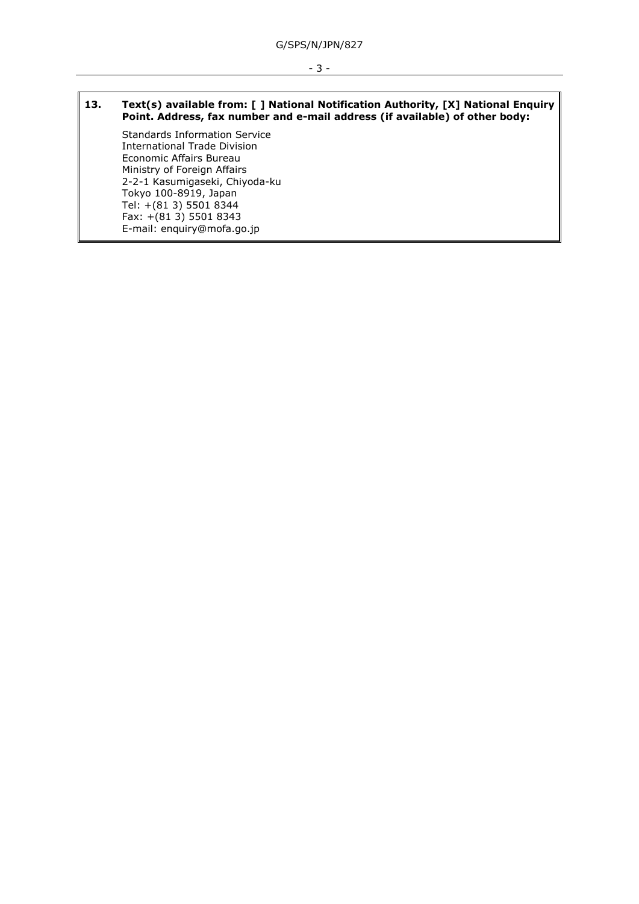**13. Text(s) available from: [ ] National Notification Authority, [X] National Enquiry Point. Address, fax number and e-mail address (if available) of other body:**

Standards Information Service
International Trade Division
Economic Affairs Bureau
Ministry of Foreign Affairs
2-2-1 Kasumigaseki, Chiyoda-ku
Tokyo 100-8919, Japan
Tel: +(81 3) 5501 8344
Fax: +(81 3) 5501 8343
E-mail: enquiry@mofa.go.jp